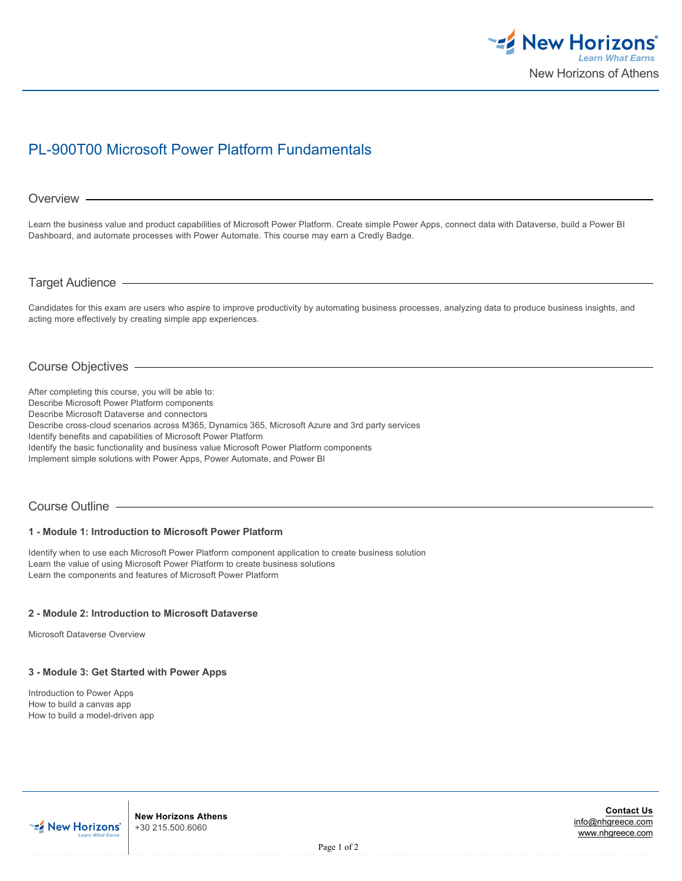# PL-900T00 Microsoft Power Platform Fundamentals

## Overview

Learn the business value and product capabilities of Microsoft Power Platform. Create simple Power Apps, connect data with Dataverse, build a Power BI Dashboard, and automate processes with Power Automate. This course may earn a Credly Badge.

## Target Audience

Candidates for this exam are users who aspire to improve productivity by automating business processes, analyzing data to produce business insights, and acting more effectively by creating simple app experiences.

## Course Objectives

After completing this course, you will be able to:
Describe Microsoft Power Platform components
Describe Microsoft Dataverse and connectors
Describe cross-cloud scenarios across M365, Dynamics 365, Microsoft Azure and 3rd party services
Identify benefits and capabilities of Microsoft Power Platform
Identify the basic functionality and business value Microsoft Power Platform components
Implement simple solutions with Power Apps, Power Automate, and Power BI

## Course Outline

### 1 - Module 1: Introduction to Microsoft Power Platform

Identify when to use each Microsoft Power Platform component application to create business solution
Learn the value of using Microsoft Power Platform to create business solutions
Learn the components and features of Microsoft Power Platform

### 2 - Module 2: Introduction to Microsoft Dataverse

Microsoft Dataverse Overview

### 3 - Module 3: Get Started with Power Apps

Introduction to Power Apps
How to build a canvas app
How to build a model-driven app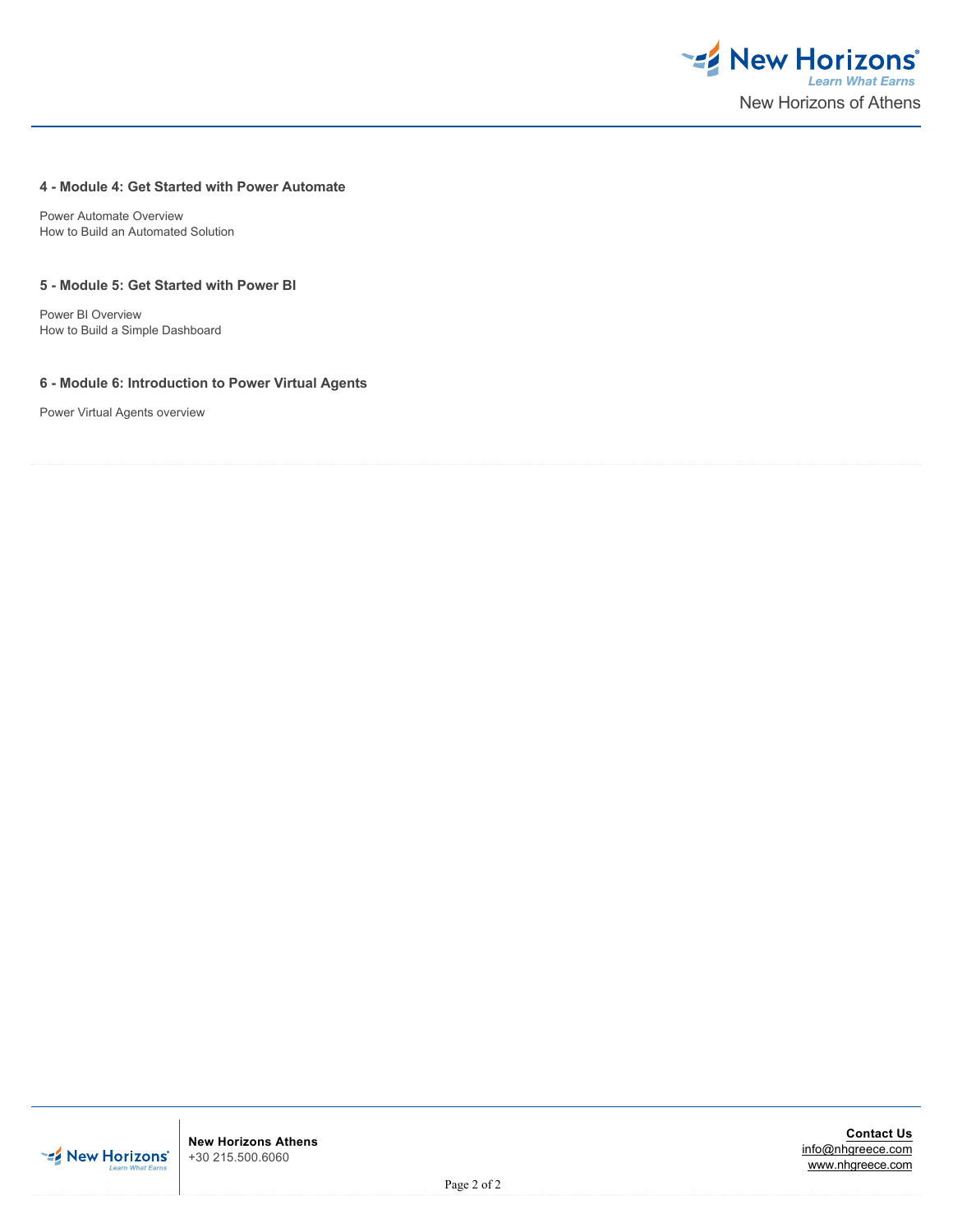### 4 - Module 4: Get Started with Power Automate

Power Automate Overview
How to Build an Automated Solution

### 5 - Module 5: Get Started with Power BI

Power BI Overview
How to Build a Simple Dashboard

### 6 - Module 6: Introduction to Power Virtual Agents

Power Virtual Agents overview